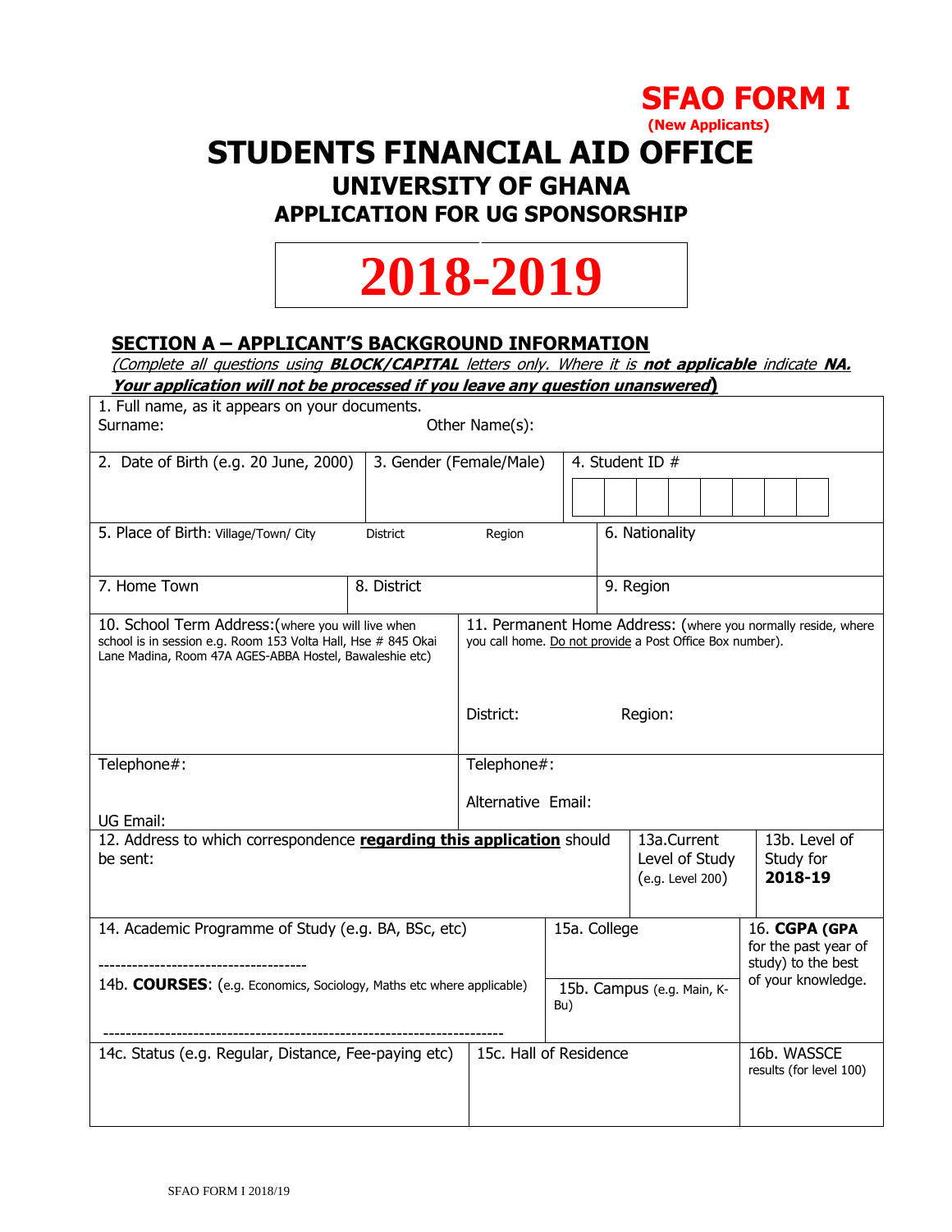**SFAO FORM I**

**(New Applicants)**

# STUDENTS FINANCIAL AID OFFICE

## UNIVERSITY OF GHANA

### APPLICATION FOR UG SPONSORSHIP

**2018-2019**

## SECTION A – APPLICANT'S BACKGROUND INFORMATION

*(Complete all questions using **BLOCK/CAPITAL** letters only. Where it is **not applicable** indicate **NA.***
***Your application will not be processed if you leave any question unanswered*)**

1. Full name, as it appears on your documents.
Surname: Other Name(s):

| 2. Date of Birth (e.g. 20 June, 2000) | 3. Gender (Female/Male) | 4. Student ID # |
|---|---|---|
| | | ☐☐☐☐☐☐☐☐ |

| 5. Place of Birth: Village/Town/ City | District | Region | 6. Nationality |
|---|---|---|---|
| | | | |

| 7. Home Town | 8. District | 9. Region |
|---|---|---|
| | | |

| 10. School Term Address: (where you will live when school is in session e.g. Room 153 Volta Hall, Hse # 845 Okai Lane Madina, Room 47A AGES-ABBA Hostel, Bawaleshie etc) | 11. Permanent Home Address: (where you normally reside, where you call home. Do not provide a Post Office Box number). District: Region: |
|---|---|
| Telephone#: UG Email: | Telephone#: Alternative Email: |

| 12. Address to which correspondence **regarding this application** should be sent: | 13a. Current Level of Study (e.g. Level 200) | 13b. Level of Study for **2018-19** |
|---|---|---|
| | | |

| 14. Academic Programme of Study (e.g. BA, BSc, etc) / 14b. **COURSES**: (e.g. Economics, Sociology, Maths etc where applicable) | 15a. College / 15b. Campus (e.g. Main, K-Bu) | 16. **CGPA (GPA** for the past year of study) to the best of your knowledge. |
|---|---|---|
| 14c. Status (e.g. Regular, Distance, Fee-paying etc) | 15c. Hall of Residence | 16b. WASSCE results (for level 100) |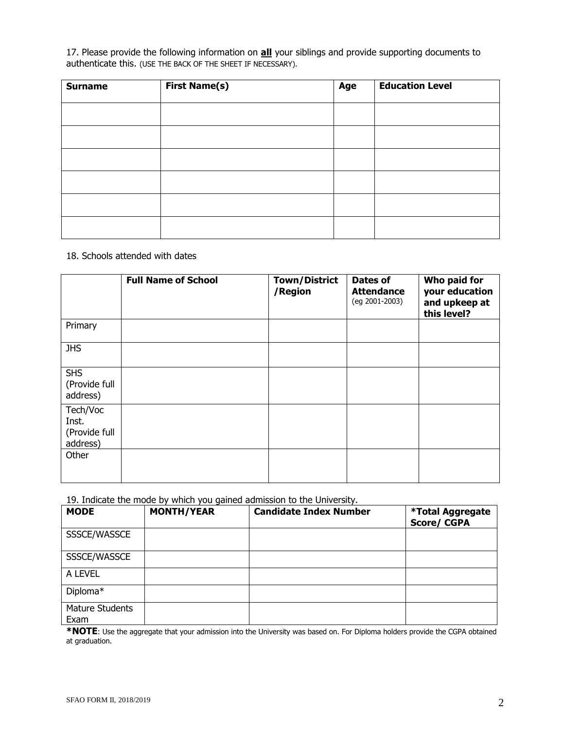17. Please provide the following information on **all** your siblings and provide supporting documents to authenticate this. (USE THE BACK OF THE SHEET IF NECESSARY).

| **Surname** | **First Name(s)** | **Age** | **Education Level** |
|---|---|---|---|
| | | | |
| | | | |
| | | | |
| | | | |
| | | | |
| | | | |

18. Schools attended with dates

| | **Full Name of School** | **Town/District /Region** | **Dates of Attendance** (eg 2001-2003) | **Who paid for your education and upkeep at this level?** |
|---|---|---|---|---|
| Primary | | | | |
| JHS | | | | |
| SHS (Provide full address) | | | | |
| Tech/Voc Inst. (Provide full address) | | | | |
| Other | | | | |

19. Indicate the mode by which you gained admission to the University.

| **MODE** | **MONTH/YEAR** | **Candidate Index Number** | ***Total Aggregate Score/ CGPA** |
|---|---|---|---|
| SSSCE/WASSCE | | | |
| SSSCE/WASSCE | | | |
| A LEVEL | | | |
| Diploma* | | | |
| Mature Students Exam | | | |

***NOTE**: Use the aggregate that your admission into the University was based on. For Diploma holders provide the CGPA obtained at graduation.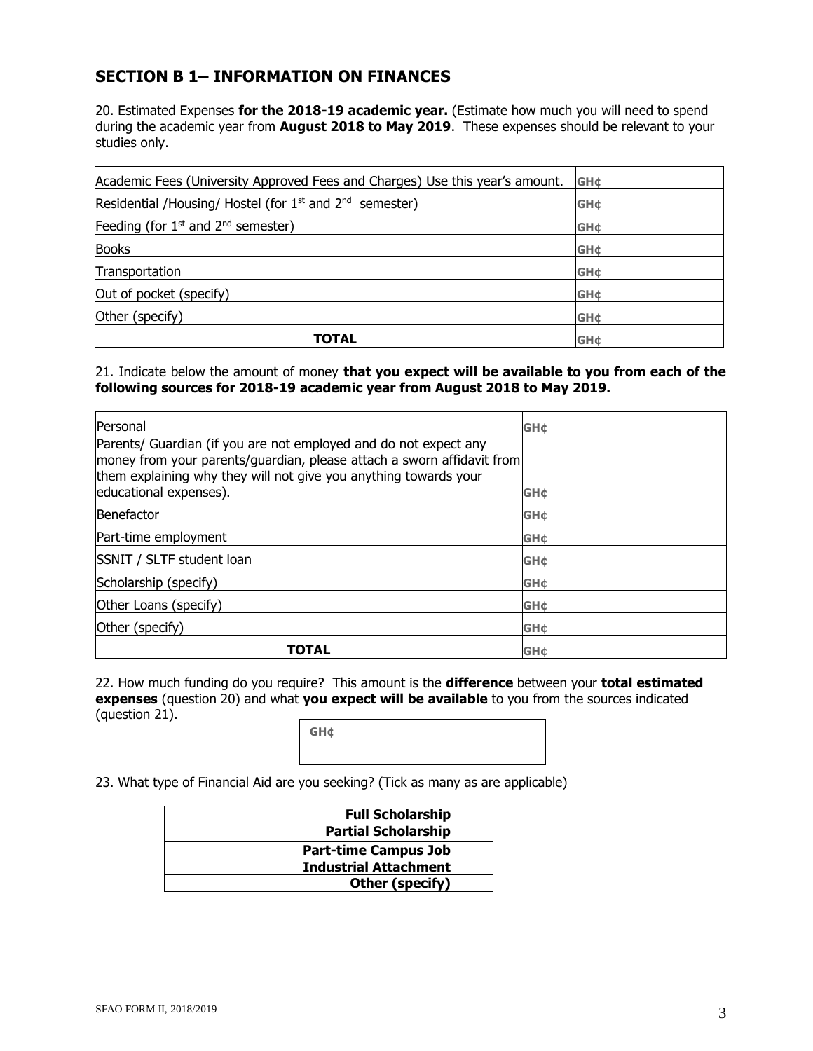## SECTION B 1– INFORMATION ON FINANCES

20. Estimated Expenses **for the 2018-19 academic year.** (Estimate how much you will need to spend during the academic year from **August 2018 to May 2019**. These expenses should be relevant to your studies only.

| | |
|---|---|
| Academic Fees (University Approved Fees and Charges) Use this year's amount. | GH¢ |
| Residential /Housing/ Hostel (for 1st and 2nd semester) | GH¢ |
| Feeding (for 1st and 2nd semester) | GH¢ |
| Books | GH¢ |
| Transportation | GH¢ |
| Out of pocket (specify) | GH¢ |
| Other (specify) | GH¢ |
| **TOTAL** | GH¢ |

21. Indicate below the amount of money **that you expect will be available to you from each of the following sources for 2018-19 academic year from August 2018 to May 2019.**

| | |
|---|---|
| Personal | GH¢ |
| Parents/ Guardian (if you are not employed and do not expect any money from your parents/guardian, please attach a sworn affidavit from them explaining why they will not give you anything towards your educational expenses). | GH¢ |
| Benefactor | GH¢ |
| Part-time employment | GH¢ |
| SSNIT / SLTF student loan | GH¢ |
| Scholarship (specify) | GH¢ |
| Other Loans (specify) | GH¢ |
| Other (specify) | GH¢ |
| **TOTAL** | GH¢ |

22. How much funding do you require? This amount is the **difference** between your **total estimated expenses** (question 20) and what **you expect will be available** to you from the sources indicated (question 21).

| |
|---|
| GH¢ |

23. What type of Financial Aid are you seeking? (Tick as many as are applicable)

| | |
|---|---|
| **Full Scholarship** | |
| **Partial Scholarship** | |
| **Part-time Campus Job** | |
| **Industrial Attachment** | |
| **Other (specify)** | |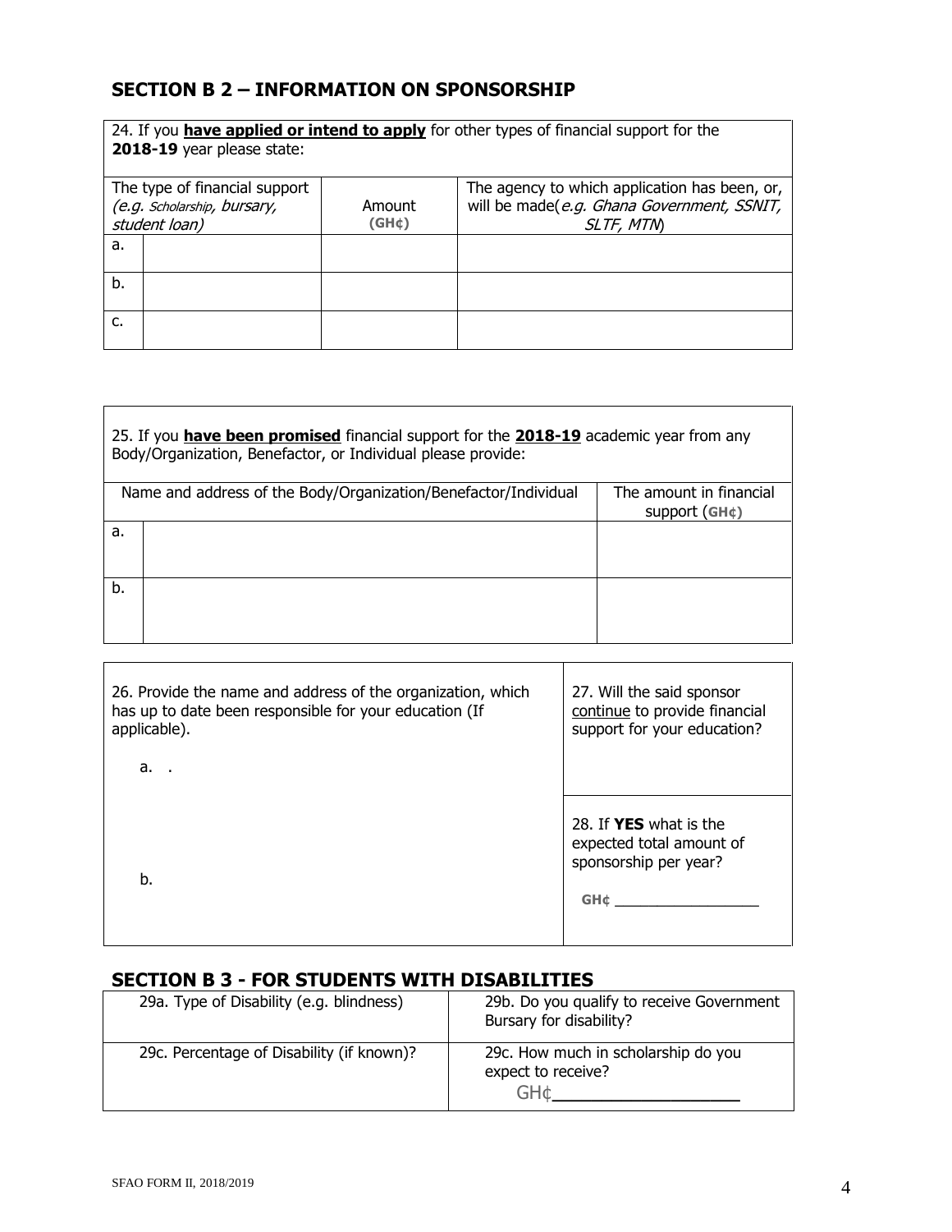## SECTION B 2 – INFORMATION ON SPONSORSHIP

24. If you **have applied or intend to apply** for other types of financial support for the **2018-19** year please state:

| | The type of financial support (*e.g. Scholarship, bursary, student loan*) | Amount (GH¢) | The agency to which application has been, or, will be made(*e.g. Ghana Government, SSNIT, SLTF, MTN*) |
|---|---|---|---|
| a. | | | |
| b. | | | |
| c. | | | |

25. If you **have been promised** financial support for the **2018-19** academic year from any Body/Organization, Benefactor, or Individual please provide:

| | Name and address of the Body/Organization/Benefactor/Individual | The amount in financial support (GH¢) |
|---|---|---|
| a. | | |
| b. | | |

| 26. Provide the name and address of the organization, which has up to date been responsible for your education (If applicable). | 27. Will the said sponsor continue to provide financial support for your education? |
|---|---|
| a. . | |
| b. | 28. If **YES** what is the expected total amount of sponsorship per year? GH¢ \_\_\_\_\_\_\_\_\_\_\_\_\_\_\_\_\_ |

## SECTION B 3 - FOR STUDENTS WITH DISABILITIES

| 29a. Type of Disability (e.g. blindness) | 29b. Do you qualify to receive Government Bursary for disability? |
|---|---|
| 29c. Percentage of Disability (if known)? | 29c. How much in scholarship do you expect to receive? GH¢\_\_\_\_\_\_\_\_\_\_\_\_\_\_\_\_\_\_\_ |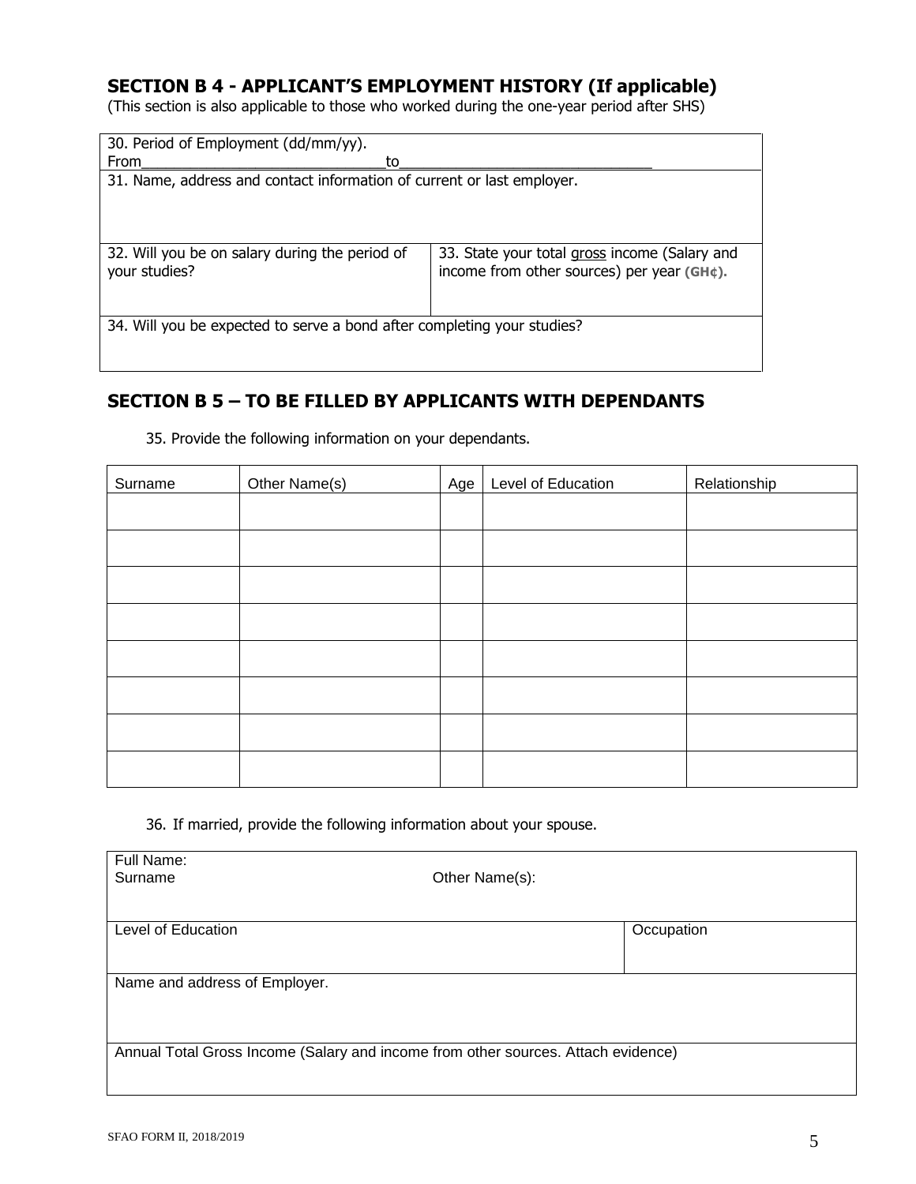## SECTION B 4 - APPLICANT'S EMPLOYMENT HISTORY (If applicable)

(This section is also applicable to those who worked during the one-year period after SHS)

| 30. Period of Employment (dd/mm/yy).<br>From______________________________to_______________________________ | |
|---|---|
| 31. Name, address and contact information of current or last employer. | |
| 32. Will you be on salary during the period of your studies? | 33. State your total gross income (Salary and income from other sources) per year **(GH¢).** |
| 34. Will you be expected to serve a bond after completing your studies? | |

## SECTION B 5 – TO BE FILLED BY APPLICANTS WITH DEPENDANTS

35. Provide the following information on your dependants.

| Surname | Other Name(s) | Age | Level of Education | Relationship |
|---|---|---|---|---|
| | | | | |
| | | | | |
| | | | | |
| | | | | |
| | | | | |
| | | | | |
| | | | | |
| | | | | |

36. If married, provide the following information about your spouse.

| Full Name:<br>Surname Other Name(s): | |
|---|---|
| Level of Education | Occupation |
| Name and address of Employer. | |
| Annual Total Gross Income (Salary and income from other sources. Attach evidence) | |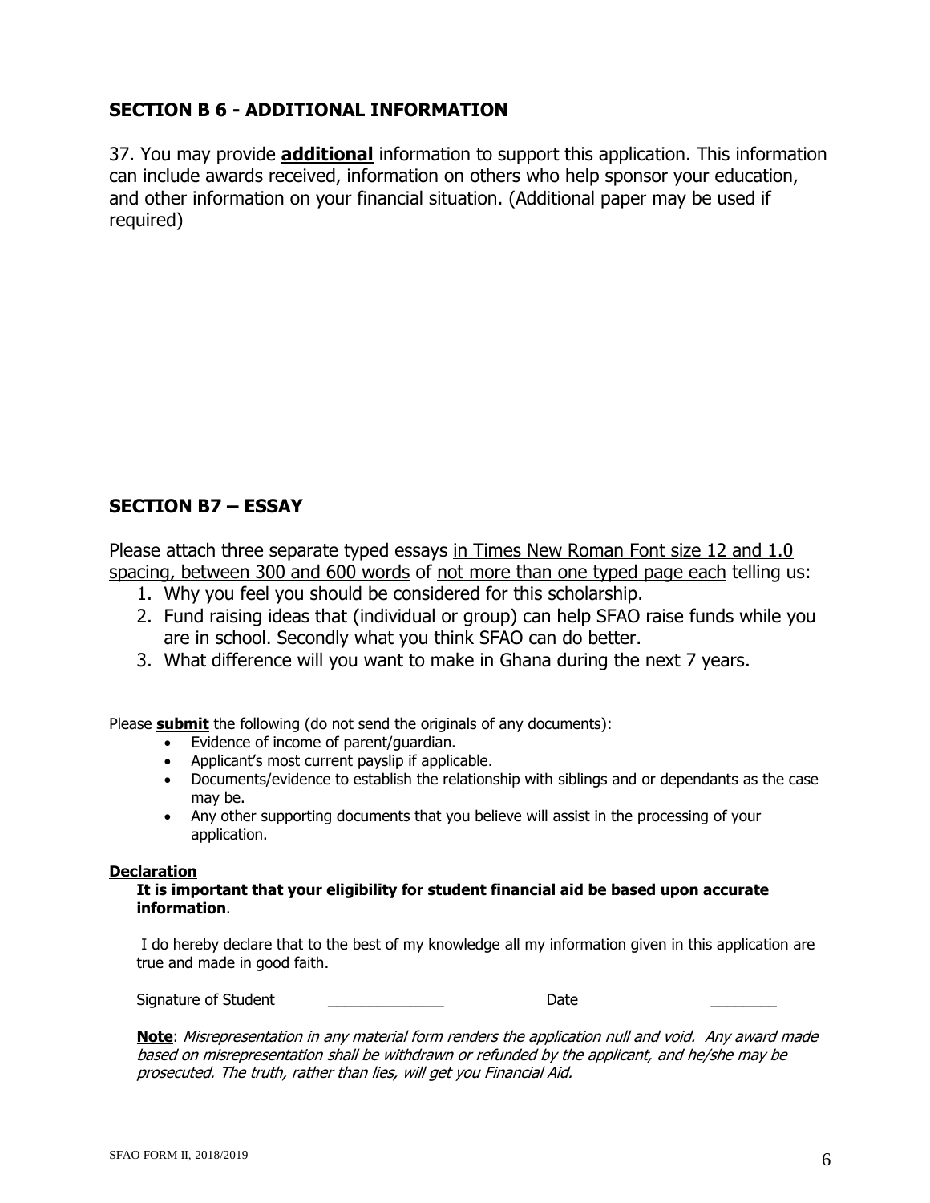## SECTION B 6 - ADDITIONAL INFORMATION

37. You may provide **additional** information to support this application. This information can include awards received, information on others who help sponsor your education, and other information on your financial situation. (Additional paper may be used if required)

## SECTION B7 – ESSAY

Please attach three separate typed essays in Times New Roman Font size 12 and 1.0 spacing, between 300 and 600 words of not more than one typed page each telling us:

1. Why you feel you should be considered for this scholarship.
2. Fund raising ideas that (individual or group) can help SFAO raise funds while you are in school. Secondly what you think SFAO can do better.
3. What difference will you want to make in Ghana during the next 7 years.

Please **submit** the following (do not send the originals of any documents):

- Evidence of income of parent/guardian.
- Applicant's most current payslip if applicable.
- Documents/evidence to establish the relationship with siblings and or dependants as the case may be.
- Any other supporting documents that you believe will assist in the processing of your application.

**Declaration**

**It is important that your eligibility for student financial aid be based upon accurate information**.

I do hereby declare that to the best of my knowledge all my information given in this application are true and made in good faith.

Signature of Student________________________________ Date_________________________

**Note**: *Misrepresentation in any material form renders the application null and void. Any award made based on misrepresentation shall be withdrawn or refunded by the applicant, and he/she may be prosecuted. The truth, rather than lies, will get you Financial Aid.*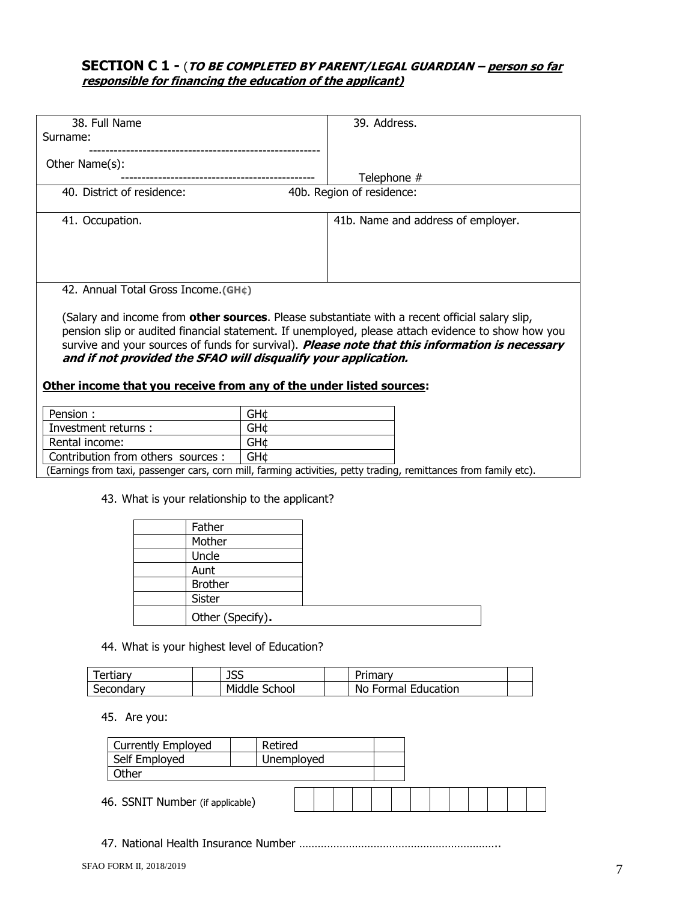## SECTION C 1 - (*TO BE COMPLETED BY PARENT/LEGAL GUARDIAN – person so far responsible for financing the education of the applicant)*

| 38. Full Name<br>Surname: -------------------------------------------------------<br>Other Name(s): ----------------------------------------------- | 39. Address.<br><br>Telephone # |
|---|---|
| 40. District of residence: | 40b. Region of residence: |
| 41. Occupation. | 41b. Name and address of employer. |

42. Annual Total Gross Income.**(GH¢)**

(Salary and income from **other sources**. Please substantiate with a recent official salary slip, pension slip or audited financial statement. If unemployed, please attach evidence to show how you survive and your sources of funds for survival). ***Please note that this information is necessary and if not provided the SFAO will disqualify your application.***

**Other income that you receive from any of the under listed sources:**

| Source | Amount |
|---|---|
| Pension : | GH¢ |
| Investment returns : | GH¢ |
| Rental income: | GH¢ |
| Contribution from others sources : | GH¢ |

(Earnings from taxi, passenger cars, corn mill, farming activities, petty trading, remittances from family etc).

43. What is your relationship to the applicant?

| | |
|---|---|
| | Father |
| | Mother |
| | Uncle |
| | Aunt |
| | Brother |
| | Sister |
| | Other (Specify). |

44. What is your highest level of Education?

| | | | | | |
|---|---|---|---|---|---|
| Tertiary | | JSS | | Primary | |
| Secondary | | Middle School | | No Formal Education | |

45. Are you:

| | | | |
|---|---|---|---|
| Currently Employed | | Retired | |
| Self Employed | | Unemployed | |
| Other | | | |

46. SSNIT Number (if applicable)

| | | | | | | | | | | | | |
|---|---|---|---|---|---|---|---|---|---|---|---|---|
| | | | | | | | | | | | | |

47. National Health Insurance Number ………………………………………………………..

SFAO FORM II, 2018/2019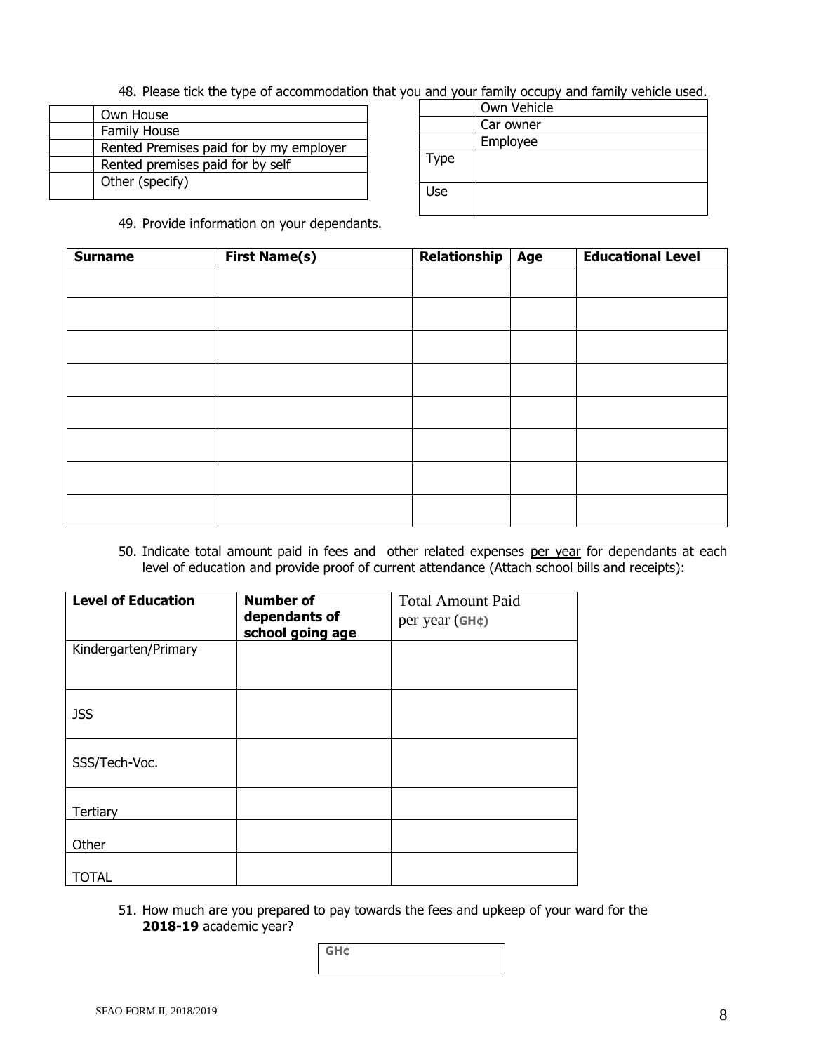48. Please tick the type of accommodation that you and your family occupy and family vehicle used.

| | |
|---|---|
| | Own House |
| | Family House |
| | Rented Premises paid for by my employer |
| | Rented premises paid for by self |
| | Other (specify) |

| | |
|---|---|
| | Own Vehicle |
| | Car owner |
| | Employee |
| Type | |
| Use | |

49. Provide information on your dependants.

| Surname | First Name(s) | Relationship | Age | Educational Level |
|---|---|---|---|---|
| | | | | |
| | | | | |
| | | | | |
| | | | | |
| | | | | |
| | | | | |
| | | | | |
| | | | | |

50. Indicate total amount paid in fees and other related expenses per year for dependants at each level of education and provide proof of current attendance (Attach school bills and receipts):

| Level of Education | Number of dependants of school going age | Total Amount Paid per year (GH¢) |
|---|---|---|
| Kindergarten/Primary | | |
| JSS | | |
| SSS/Tech-Voc. | | |
| Tertiary | | |
| Other | | |
| TOTAL | | |

51. How much are you prepared to pay towards the fees and upkeep of your ward for the **2018-19** academic year?

| GH¢ |
|---|

SFAO FORM II, 2018/2019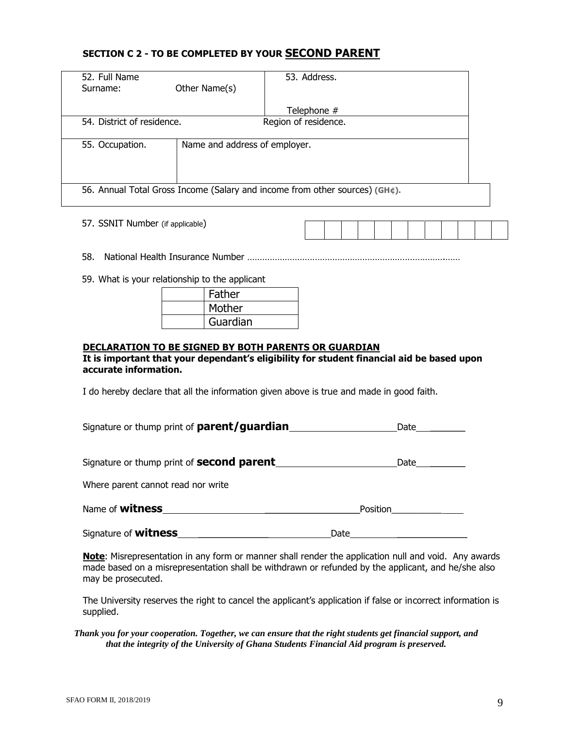## SECTION C 2 - TO BE COMPLETED BY YOUR **SECOND PARENT**

| 52. Full Name<br>Surname: Other Name(s) | | 53. Address.<br><br>Telephone # |
|---|---|---|
| 54. District of residence. | | Region of residence. |
| 55. Occupation. | Name and address of employer. | |
| 56. Annual Total Gross Income (Salary and income from other sources) **(GH¢).** | | |

57. SSNIT Number (if applicable)

| | | | | | | | | | | | |
|---|---|---|---|---|---|---|---|---|---|---|---|
| | | | | | | | | | | | |

58. National Health Insurance Number ……………………………………………………………………….……

59. What is your relationship to the applicant

| | |
|---|---|
| | Father |
| | Mother |
| | Guardian |

**DECLARATION TO BE SIGNED BY BOTH PARENTS OR GUARDIAN**

**It is important that your dependant's eligibility for student financial aid be based upon accurate information.**

I do hereby declare that all the information given above is true and made in good faith.

Signature or thump print of **parent/guardian**____________________Date__________

Signature or thump print of **second parent**______________________Date__________

Where parent cannot read nor write

Name of **witness**____________________________________Position_______________

Signature of **witness**__________________________Date______________________

**Note**: Misrepresentation in any form or manner shall render the application null and void. Any awards made based on a misrepresentation shall be withdrawn or refunded by the applicant, and he/she also may be prosecuted.

The University reserves the right to cancel the applicant's application if false or incorrect information is supplied.

***Thank you for your cooperation. Together, we can ensure that the right students get financial support, and that the integrity of the University of Ghana Students Financial Aid program is preserved.***

SFAO FORM II, 2018/2019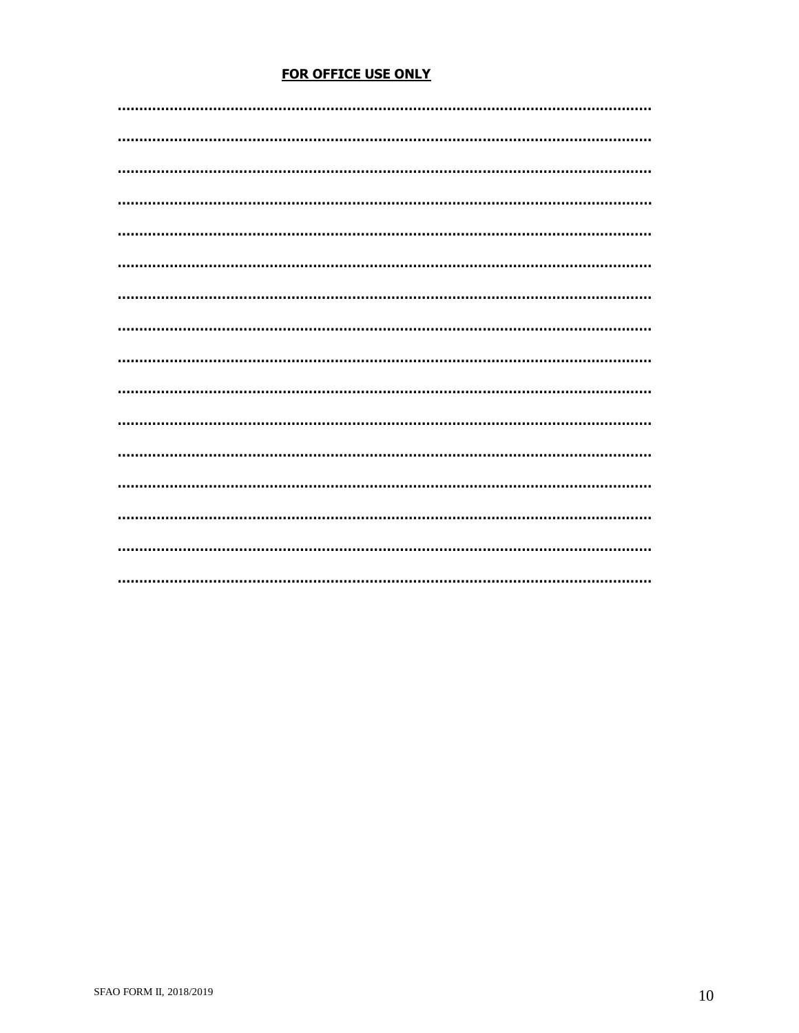**<u>FOR OFFICE USE ONLY</u>**

………………………………………………………………………………………………

………………………………………………………………………………………………

………………………………………………………………………………………………

………………………………………………………………………………………………

………………………………………………………………………………………………

………………………………………………………………………………………………

………………………………………………………………………………………………

………………………………………………………………………………………………

………………………………………………………………………………………………

………………………………………………………………………………………………

………………………………………………………………………………………………

………………………………………………………………………………………………

………………………………………………………………………………………………

………………………………………………………………………………………………

………………………………………………………………………………………………

………………………………………………………………………………………………